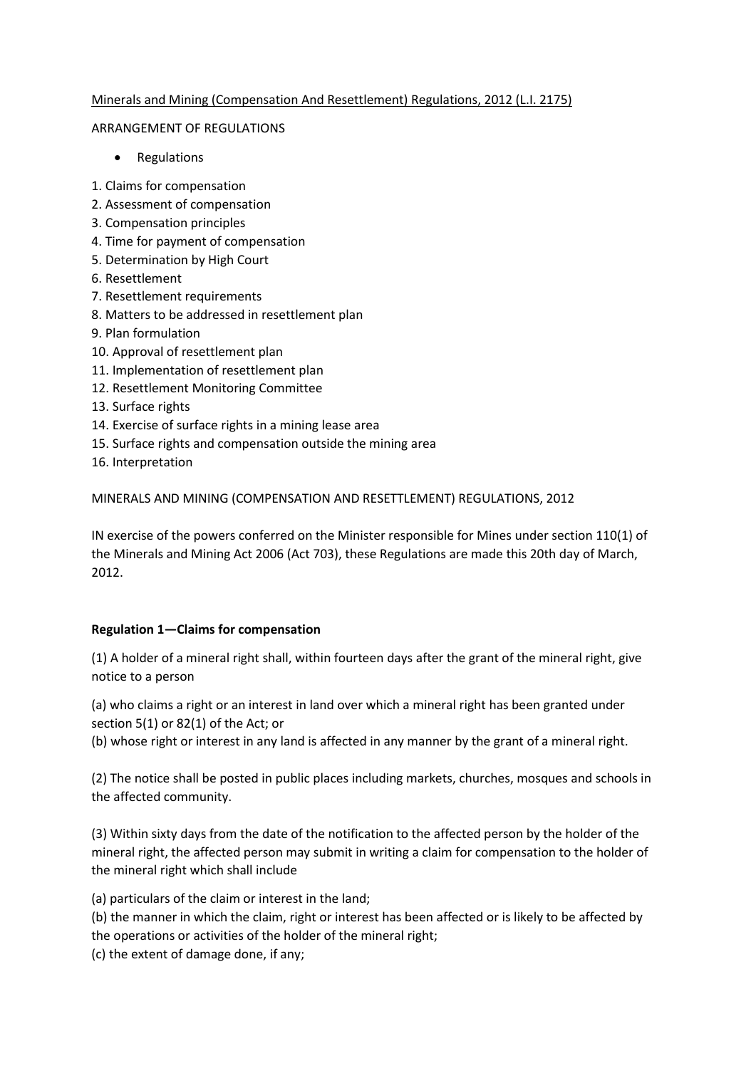Minerals and Mining (Compensation And Resettlement) Regulations, 2012 (L.I. 2175)

ARRANGEMENT OF REGULATIONS

- Regulations

1. Claims for compensation
2. Assessment of compensation
3. Compensation principles
4. Time for payment of compensation
5. Determination by High Court
6. Resettlement
7. Resettlement requirements
8. Matters to be addressed in resettlement plan
9. Plan formulation
10. Approval of resettlement plan
11. Implementation of resettlement plan
12. Resettlement Monitoring Committee
13. Surface rights
14. Exercise of surface rights in a mining lease area
15. Surface rights and compensation outside the mining area
16. Interpretation

MINERALS AND MINING (COMPENSATION AND RESETTLEMENT) REGULATIONS, 2012

IN exercise of the powers conferred on the Minister responsible for Mines under section 110(1) of the Minerals and Mining Act 2006 (Act 703), these Regulations are made this 20th day of March, 2012.

**Regulation 1—Claims for compensation**

(1) A holder of a mineral right shall, within fourteen days after the grant of the mineral right, give notice to a person

(a) who claims a right or an interest in land over which a mineral right has been granted under section 5(1) or 82(1) of the Act; or
(b) whose right or interest in any land is affected in any manner by the grant of a mineral right.

(2) The notice shall be posted in public places including markets, churches, mosques and schools in the affected community.

(3) Within sixty days from the date of the notification to the affected person by the holder of the mineral right, the affected person may submit in writing a claim for compensation to the holder of the mineral right which shall include

(a) particulars of the claim or interest in the land;
(b) the manner in which the claim, right or interest has been affected or is likely to be affected by the operations or activities of the holder of the mineral right;
(c) the extent of damage done, if any;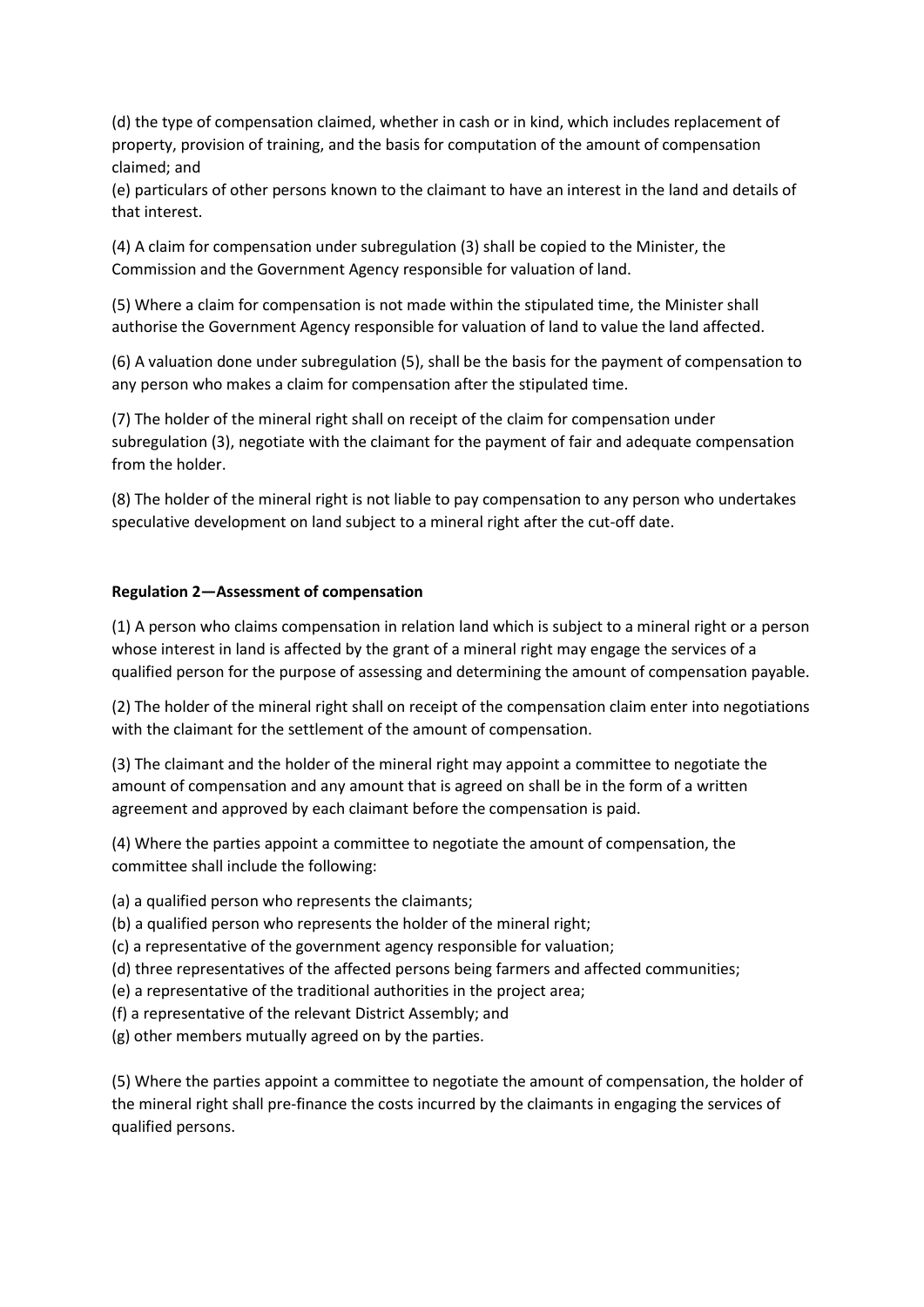(d) the type of compensation claimed, whether in cash or in kind, which includes replacement of property, provision of training, and the basis for computation of the amount of compensation claimed; and

(e) particulars of other persons known to the claimant to have an interest in the land and details of that interest.

(4) A claim for compensation under subregulation (3) shall be copied to the Minister, the Commission and the Government Agency responsible for valuation of land.

(5) Where a claim for compensation is not made within the stipulated time, the Minister shall authorise the Government Agency responsible for valuation of land to value the land affected.

(6) A valuation done under subregulation (5), shall be the basis for the payment of compensation to any person who makes a claim for compensation after the stipulated time.

(7) The holder of the mineral right shall on receipt of the claim for compensation under subregulation (3), negotiate with the claimant for the payment of fair and adequate compensation from the holder.

(8) The holder of the mineral right is not liable to pay compensation to any person who undertakes speculative development on land subject to a mineral right after the cut-off date.

**Regulation 2—Assessment of compensation**

(1) A person who claims compensation in relation land which is subject to a mineral right or a person whose interest in land is affected by the grant of a mineral right may engage the services of a qualified person for the purpose of assessing and determining the amount of compensation payable.

(2) The holder of the mineral right shall on receipt of the compensation claim enter into negotiations with the claimant for the settlement of the amount of compensation.

(3) The claimant and the holder of the mineral right may appoint a committee to negotiate the amount of compensation and any amount that is agreed on shall be in the form of a written agreement and approved by each claimant before the compensation is paid.

(4) Where the parties appoint a committee to negotiate the amount of compensation, the committee shall include the following:

(a) a qualified person who represents the claimants;
(b) a qualified person who represents the holder of the mineral right;
(c) a representative of the government agency responsible for valuation;
(d) three representatives of the affected persons being farmers and affected communities;
(e) a representative of the traditional authorities in the project area;
(f) a representative of the relevant District Assembly; and
(g) other members mutually agreed on by the parties.

(5) Where the parties appoint a committee to negotiate the amount of compensation, the holder of the mineral right shall pre-finance the costs incurred by the claimants in engaging the services of qualified persons.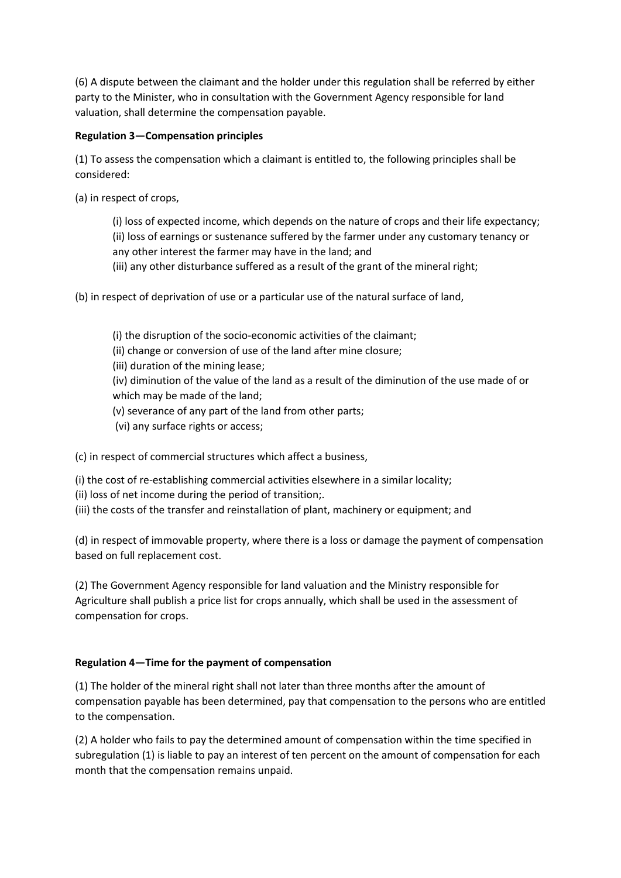(6) A dispute between the claimant and the holder under this regulation shall be referred by either party to the Minister, who in consultation with the Government Agency responsible for land valuation, shall determine the compensation payable.

**Regulation 3—Compensation principles**

(1) To assess the compensation which a claimant is entitled to, the following principles shall be considered:

(a) in respect of crops,

> (i) loss of expected income, which depends on the nature of crops and their life expectancy;
> (ii) loss of earnings or sustenance suffered by the farmer under any customary tenancy or any other interest the farmer may have in the land; and
> (iii) any other disturbance suffered as a result of the grant of the mineral right;

(b) in respect of deprivation of use or a particular use of the natural surface of land,

> (i) the disruption of the socio-economic activities of the claimant;
> (ii) change or conversion of use of the land after mine closure;
> (iii) duration of the mining lease;
> (iv) diminution of the value of the land as a result of the diminution of the use made of or which may be made of the land;
> (v) severance of any part of the land from other parts;
> (vi) any surface rights or access;

(c) in respect of commercial structures which affect a business,

(i) the cost of re-establishing commercial activities elsewhere in a similar locality;
(ii) loss of net income during the period of transition;.
(iii) the costs of the transfer and reinstallation of plant, machinery or equipment; and

(d) in respect of immovable property, where there is a loss or damage the payment of compensation based on full replacement cost.

(2) The Government Agency responsible for land valuation and the Ministry responsible for Agriculture shall publish a price list for crops annually, which shall be used in the assessment of compensation for crops.

**Regulation 4—Time for the payment of compensation**

(1) The holder of the mineral right shall not later than three months after the amount of compensation payable has been determined, pay that compensation to the persons who are entitled to the compensation.

(2) A holder who fails to pay the determined amount of compensation within the time specified in subregulation (1) is liable to pay an interest of ten percent on the amount of compensation for each month that the compensation remains unpaid.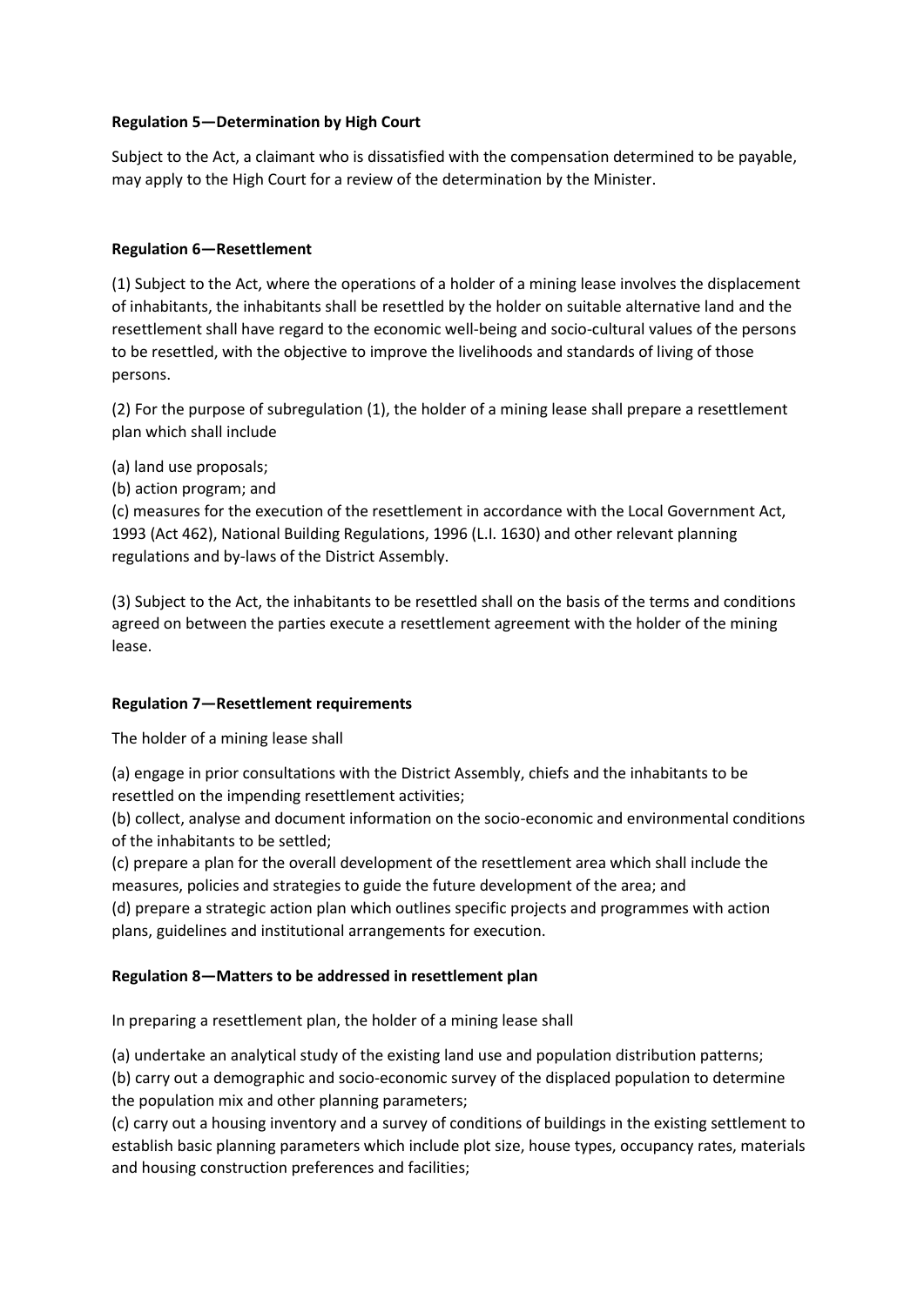**Regulation 5—Determination by High Court**

Subject to the Act, a claimant who is dissatisfied with the compensation determined to be payable, may apply to the High Court for a review of the determination by the Minister.

**Regulation 6—Resettlement**

(1) Subject to the Act, where the operations of a holder of a mining lease involves the displacement of inhabitants, the inhabitants shall be resettled by the holder on suitable alternative land and the resettlement shall have regard to the economic well-being and socio-cultural values of the persons to be resettled, with the objective to improve the livelihoods and standards of living of those persons.

(2) For the purpose of subregulation (1), the holder of a mining lease shall prepare a resettlement plan which shall include

(a) land use proposals;
(b) action program; and
(c) measures for the execution of the resettlement in accordance with the Local Government Act, 1993 (Act 462), National Building Regulations, 1996 (L.I. 1630) and other relevant planning regulations and by-laws of the District Assembly.

(3) Subject to the Act, the inhabitants to be resettled shall on the basis of the terms and conditions agreed on between the parties execute a resettlement agreement with the holder of the mining lease.

**Regulation 7—Resettlement requirements**

The holder of a mining lease shall

(a) engage in prior consultations with the District Assembly, chiefs and the inhabitants to be resettled on the impending resettlement activities;
(b) collect, analyse and document information on the socio-economic and environmental conditions of the inhabitants to be settled;
(c) prepare a plan for the overall development of the resettlement area which shall include the measures, policies and strategies to guide the future development of the area; and
(d) prepare a strategic action plan which outlines specific projects and programmes with action plans, guidelines and institutional arrangements for execution.

**Regulation 8—Matters to be addressed in resettlement plan**

In preparing a resettlement plan, the holder of a mining lease shall

(a) undertake an analytical study of the existing land use and population distribution patterns;
(b) carry out a demographic and socio-economic survey of the displaced population to determine the population mix and other planning parameters;
(c) carry out a housing inventory and a survey of conditions of buildings in the existing settlement to establish basic planning parameters which include plot size, house types, occupancy rates, materials and housing construction preferences and facilities;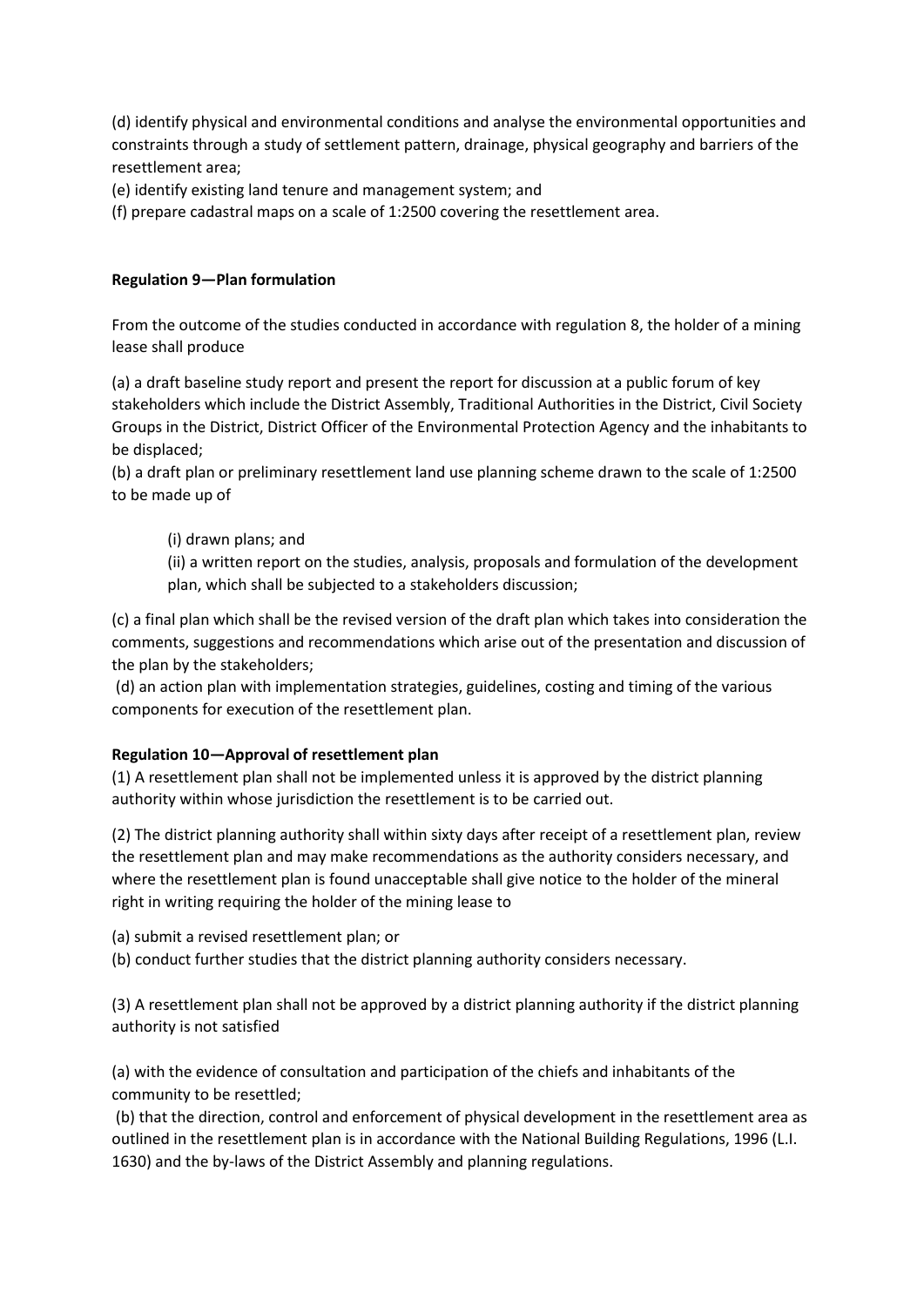(d) identify physical and environmental conditions and analyse the environmental opportunities and constraints through a study of settlement pattern, drainage, physical geography and barriers of the resettlement area;

(e) identify existing land tenure and management system; and

(f) prepare cadastral maps on a scale of 1:2500 covering the resettlement area.

**Regulation 9—Plan formulation**

From the outcome of the studies conducted in accordance with regulation 8, the holder of a mining lease shall produce

(a) a draft baseline study report and present the report for discussion at a public forum of key stakeholders which include the District Assembly, Traditional Authorities in the District, Civil Society Groups in the District, District Officer of the Environmental Protection Agency and the inhabitants to be displaced;

(b) a draft plan or preliminary resettlement land use planning scheme drawn to the scale of 1:2500 to be made up of

> (i) drawn plans; and
>
> (ii) a written report on the studies, analysis, proposals and formulation of the development plan, which shall be subjected to a stakeholders discussion;

(c) a final plan which shall be the revised version of the draft plan which takes into consideration the comments, suggestions and recommendations which arise out of the presentation and discussion of the plan by the stakeholders;

(d) an action plan with implementation strategies, guidelines, costing and timing of the various components for execution of the resettlement plan.

**Regulation 10—Approval of resettlement plan**

(1) A resettlement plan shall not be implemented unless it is approved by the district planning authority within whose jurisdiction the resettlement is to be carried out.

(2) The district planning authority shall within sixty days after receipt of a resettlement plan, review the resettlement plan and may make recommendations as the authority considers necessary, and where the resettlement plan is found unacceptable shall give notice to the holder of the mineral right in writing requiring the holder of the mining lease to

(a) submit a revised resettlement plan; or

(b) conduct further studies that the district planning authority considers necessary.

(3) A resettlement plan shall not be approved by a district planning authority if the district planning authority is not satisfied

(a) with the evidence of consultation and participation of the chiefs and inhabitants of the community to be resettled;

(b) that the direction, control and enforcement of physical development in the resettlement area as outlined in the resettlement plan is in accordance with the National Building Regulations, 1996 (L.I. 1630) and the by-laws of the District Assembly and planning regulations.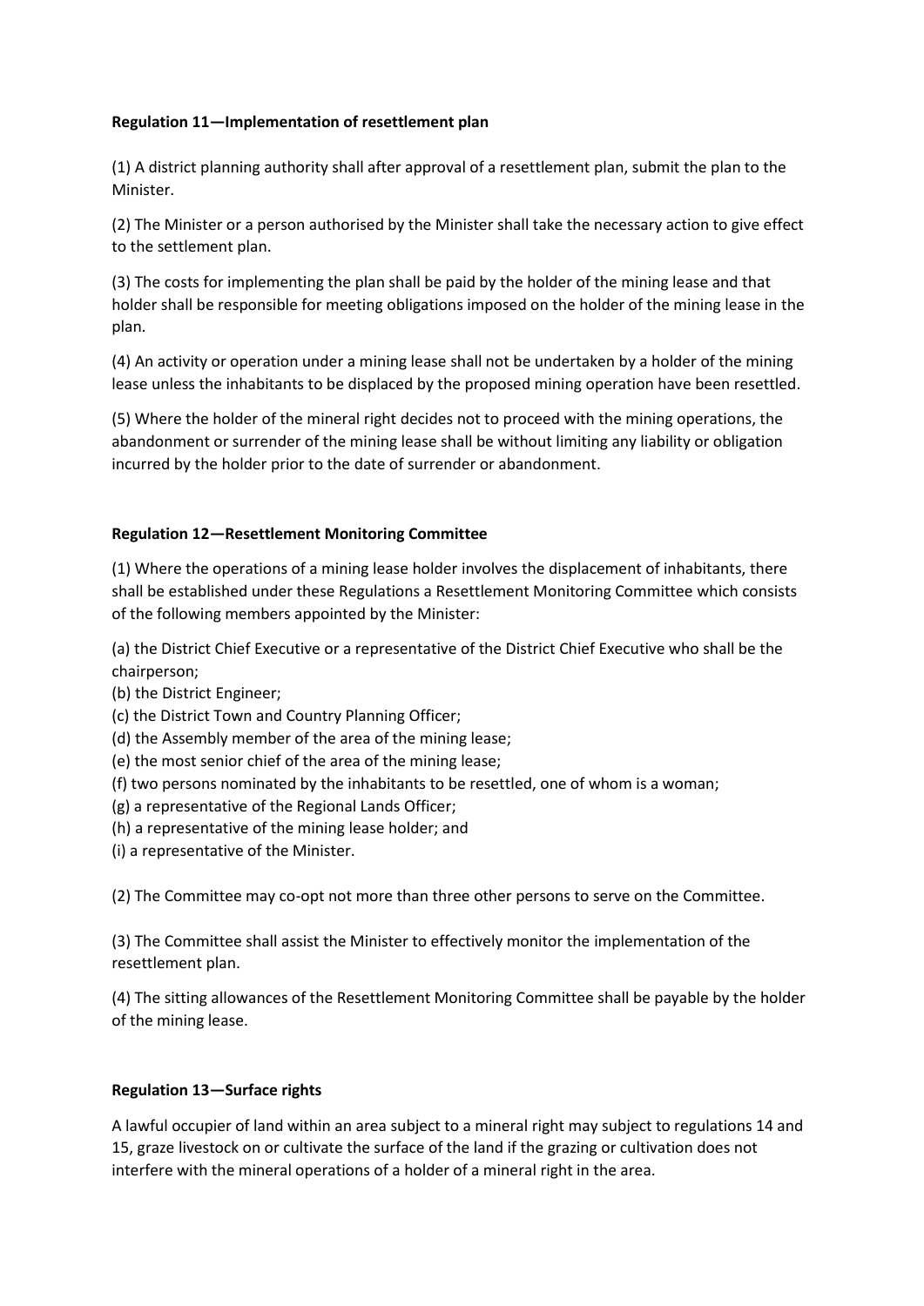**Regulation 11—Implementation of resettlement plan**

(1) A district planning authority shall after approval of a resettlement plan, submit the plan to the Minister.

(2) The Minister or a person authorised by the Minister shall take the necessary action to give effect to the settlement plan.

(3) The costs for implementing the plan shall be paid by the holder of the mining lease and that holder shall be responsible for meeting obligations imposed on the holder of the mining lease in the plan.

(4) An activity or operation under a mining lease shall not be undertaken by a holder of the mining lease unless the inhabitants to be displaced by the proposed mining operation have been resettled.

(5) Where the holder of the mineral right decides not to proceed with the mining operations, the abandonment or surrender of the mining lease shall be without limiting any liability or obligation incurred by the holder prior to the date of surrender or abandonment.

**Regulation 12—Resettlement Monitoring Committee**

(1) Where the operations of a mining lease holder involves the displacement of inhabitants, there shall be established under these Regulations a Resettlement Monitoring Committee which consists of the following members appointed by the Minister:

(a) the District Chief Executive or a representative of the District Chief Executive who shall be the chairperson;
(b) the District Engineer;
(c) the District Town and Country Planning Officer;
(d) the Assembly member of the area of the mining lease;
(e) the most senior chief of the area of the mining lease;
(f) two persons nominated by the inhabitants to be resettled, one of whom is a woman;
(g) a representative of the Regional Lands Officer;
(h) a representative of the mining lease holder; and
(i) a representative of the Minister.

(2) The Committee may co-opt not more than three other persons to serve on the Committee.

(3) The Committee shall assist the Minister to effectively monitor the implementation of the resettlement plan.

(4) The sitting allowances of the Resettlement Monitoring Committee shall be payable by the holder of the mining lease.

**Regulation 13—Surface rights**

A lawful occupier of land within an area subject to a mineral right may subject to regulations 14 and 15, graze livestock on or cultivate the surface of the land if the grazing or cultivation does not interfere with the mineral operations of a holder of a mineral right in the area.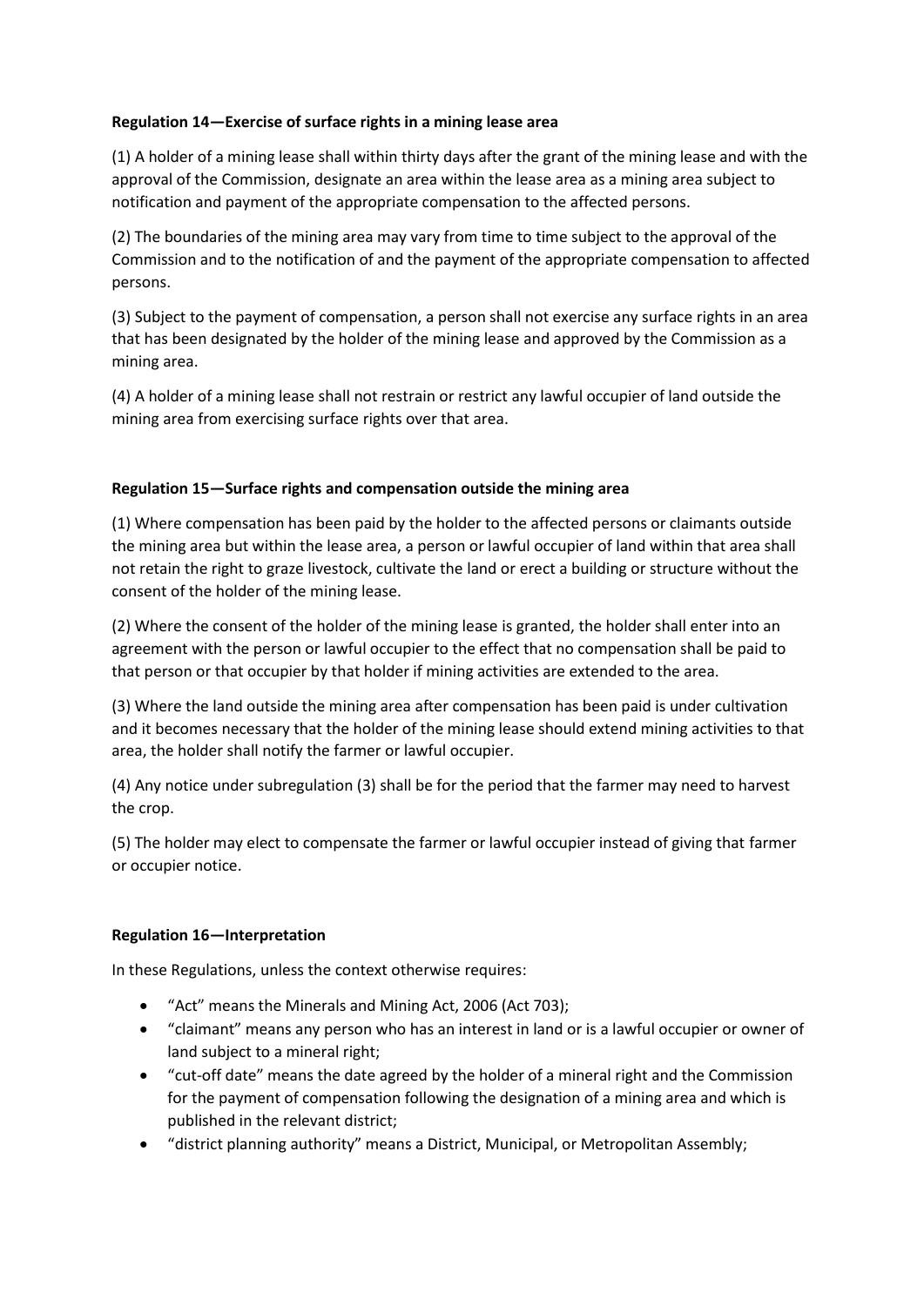**Regulation 14—Exercise of surface rights in a mining lease area**

(1) A holder of a mining lease shall within thirty days after the grant of the mining lease and with the approval of the Commission, designate an area within the lease area as a mining area subject to notification and payment of the appropriate compensation to the affected persons.

(2) The boundaries of the mining area may vary from time to time subject to the approval of the Commission and to the notification of and the payment of the appropriate compensation to affected persons.

(3) Subject to the payment of compensation, a person shall not exercise any surface rights in an area that has been designated by the holder of the mining lease and approved by the Commission as a mining area.

(4) A holder of a mining lease shall not restrain or restrict any lawful occupier of land outside the mining area from exercising surface rights over that area.

**Regulation 15—Surface rights and compensation outside the mining area**

(1) Where compensation has been paid by the holder to the affected persons or claimants outside the mining area but within the lease area, a person or lawful occupier of land within that area shall not retain the right to graze livestock, cultivate the land or erect a building or structure without the consent of the holder of the mining lease.

(2) Where the consent of the holder of the mining lease is granted, the holder shall enter into an agreement with the person or lawful occupier to the effect that no compensation shall be paid to that person or that occupier by that holder if mining activities are extended to the area.

(3) Where the land outside the mining area after compensation has been paid is under cultivation and it becomes necessary that the holder of the mining lease should extend mining activities to that area, the holder shall notify the farmer or lawful occupier.

(4) Any notice under subregulation (3) shall be for the period that the farmer may need to harvest the crop.

(5) The holder may elect to compensate the farmer or lawful occupier instead of giving that farmer or occupier notice.

**Regulation 16—Interpretation**

In these Regulations, unless the context otherwise requires:

- "Act" means the Minerals and Mining Act, 2006 (Act 703);
- "claimant" means any person who has an interest in land or is a lawful occupier or owner of land subject to a mineral right;
- "cut-off date" means the date agreed by the holder of a mineral right and the Commission for the payment of compensation following the designation of a mining area and which is published in the relevant district;
- "district planning authority" means a District, Municipal, or Metropolitan Assembly;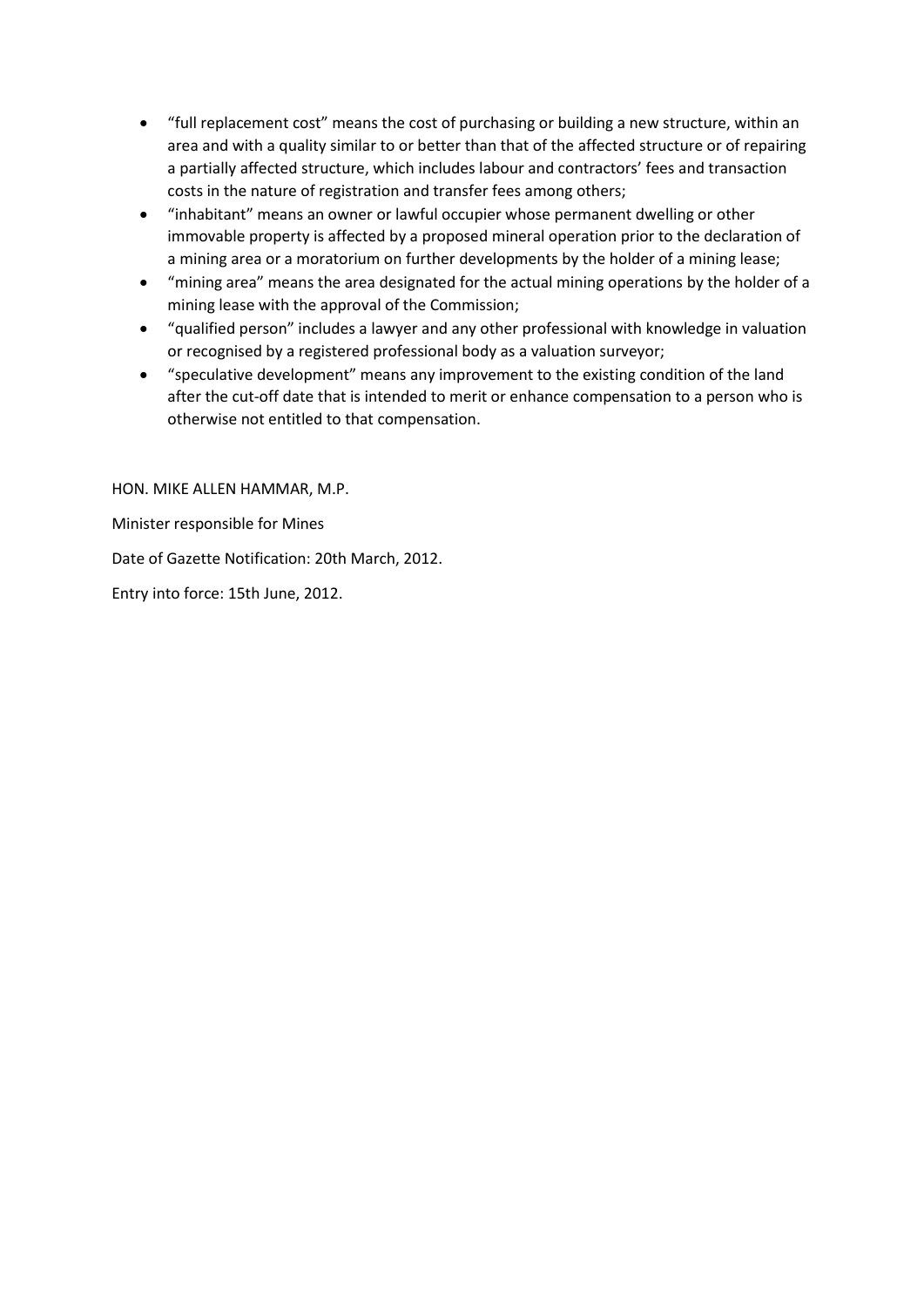- "full replacement cost" means the cost of purchasing or building a new structure, within an area and with a quality similar to or better than that of the affected structure or of repairing a partially affected structure, which includes labour and contractors' fees and transaction costs in the nature of registration and transfer fees among others;
- "inhabitant" means an owner or lawful occupier whose permanent dwelling or other immovable property is affected by a proposed mineral operation prior to the declaration of a mining area or a moratorium on further developments by the holder of a mining lease;
- "mining area" means the area designated for the actual mining operations by the holder of a mining lease with the approval of the Commission;
- "qualified person" includes a lawyer and any other professional with knowledge in valuation or recognised by a registered professional body as a valuation surveyor;
- "speculative development" means any improvement to the existing condition of the land after the cut-off date that is intended to merit or enhance compensation to a person who is otherwise not entitled to that compensation.

HON. MIKE ALLEN HAMMAR, M.P.

Minister responsible for Mines

Date of Gazette Notification: 20th March, 2012.

Entry into force: 15th June, 2012.